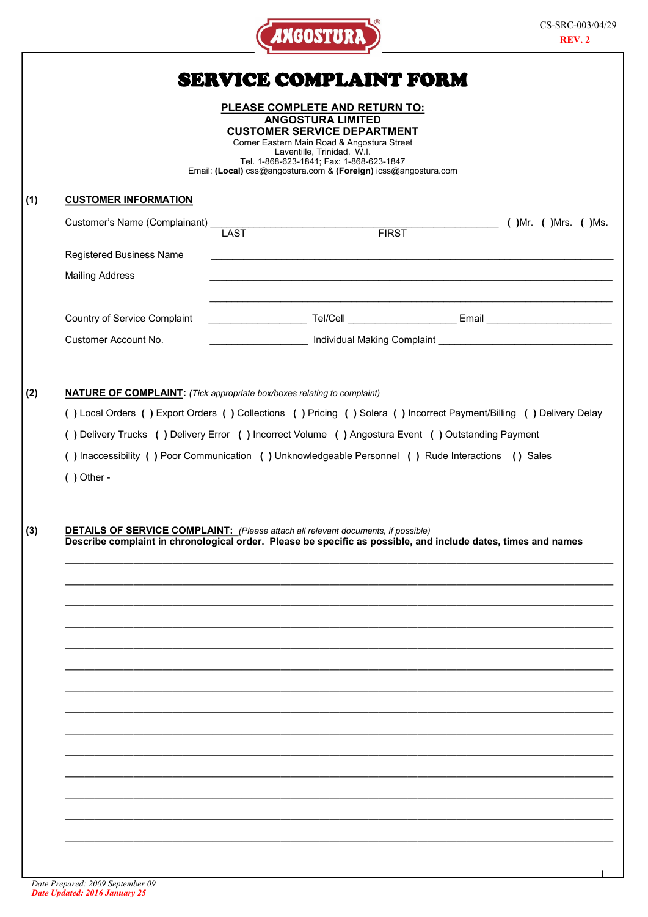ANGOSTURA®

CS-SRC-003/04/29
**REV. 2**

# SERVICE COMPLAINT FORM

**PLEASE COMPLETE AND RETURN TO:**
**ANGOSTURA LIMITED**
**CUSTOMER SERVICE DEPARTMENT**
Corner Eastern Main Road & Angostura Street
Laventille, Trinidad. W.I.
Tel. 1-868-623-1841; Fax: 1-868-623-1847
Email: **(Local)** css@angostura.com & **(Foreign)** icss@angostura.com

## (1) CUSTOMER INFORMATION

Customer's Name (Complainant) ______________________________________________ ( )Mr. ( )Mrs. ( )Ms.
LAST FIRST

Registered Business Name ______________________________________________

Mailing Address ______________________________________________

______________________________________________

Country of Service Complaint ________________ Tel/Cell ________________ Email ________________

Customer Account No. ________________ Individual Making Complaint ________________

## (2) NATURE OF COMPLAINT: *(Tick appropriate box/boxes relating to complaint)*

( ) Local Orders ( ) Export Orders ( ) Collections ( ) Pricing ( ) Solera ( ) Incorrect Payment/Billing ( ) Delivery Delay

( ) Delivery Trucks ( ) Delivery Error ( ) Incorrect Volume ( ) Angostura Event ( ) Outstanding Payment

( ) Inaccessibility ( ) Poor Communication ( ) Unknowledgeable Personnel ( ) Rude Interactions ( ) Sales

( ) Other -

## (3) DETAILS OF SERVICE COMPLAINT: *(Please attach all relevant documents, if possible)*

**Describe complaint in chronological order. Please be specific as possible, and include dates, times and names**

______________________________________________

______________________________________________

______________________________________________

______________________________________________

______________________________________________

______________________________________________

______________________________________________

______________________________________________

______________________________________________

______________________________________________

______________________________________________

______________________________________________

______________________________________________

______________________________________________

*Date Prepared: 2009 September 09*
***Date Updated: 2016 January 25***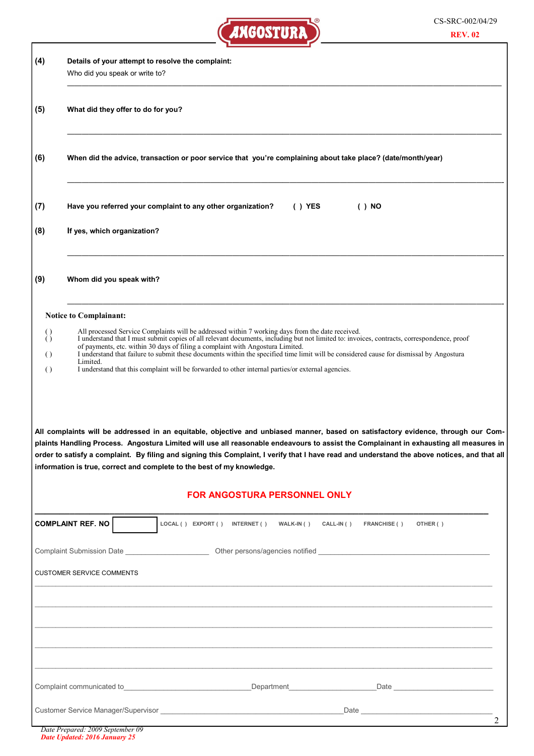CS-SRC-002/04/29

**REV. 02**

**(4)** **Details of your attempt to resolve the complaint:**

Who did you speak or write to?

______________________________________________________________________________

**(5)** **What did they offer to do for you?**

______________________________________________________________________________

**(6)** **When did the advice, transaction or poor service that you're complaining about take place? (date/month/year)**

______________________________________________________________________________

**(7)** **Have you referred your complaint to any other organization?** **( ) YES** **( ) NO**

**(8)** **If yes, which organization?**

______________________________________________________________________________

**(9)** **Whom did you speak with?**

______________________________________________________________________________

**Notice to Complainant:**

( ) All processed Service Complaints will be addressed within 7 working days from the date received.
( ) I understand that I must submit copies of all relevant documents, including but not limited to: invoices, contracts, correspondence, proof of payments, etc. within 30 days of filing a complaint with Angostura Limited.
( ) I understand that failure to submit these documents within the specified time limit will be considered cause for dismissal by Angostura Limited.
( ) I understand that this complaint will be forwarded to other internal parties/or external agencies.

**All complaints will be addressed in an equitable, objective and unbiased manner, based on satisfactory evidence, through our Complaints Handling Process. Angostura Limited will use all reasonable endeavours to assist the Complainant in exhausting all measures in order to satisfy a complaint. By filing and signing this Complaint, I verify that I have read and understand the above notices, and that all information is true, correct and complete to the best of my knowledge.**

## FOR ANGOSTURA PERSONNEL ONLY

**COMPLAINT REF. NO** [ ] LOCAL ( ) EXPORT ( ) INTERNET ( ) WALK-IN ( ) CALL-IN ( ) FRANCHISE ( ) OTHER ( )

Complaint Submission Date ____________________ Other persons/agencies notified ________________________________________

CUSTOMER SERVICE COMMENTS

______________________________________________________________________________

______________________________________________________________________________

______________________________________________________________________________

______________________________________________________________________________

______________________________________________________________________________

Complaint communicated to______________________________Department____________________Date ______________________

Customer Service Manager/Supervisor _____________________________________________Date ______________________________

*Date Prepared: 2009 September 09*

***Date Updated: 2016 January 25***